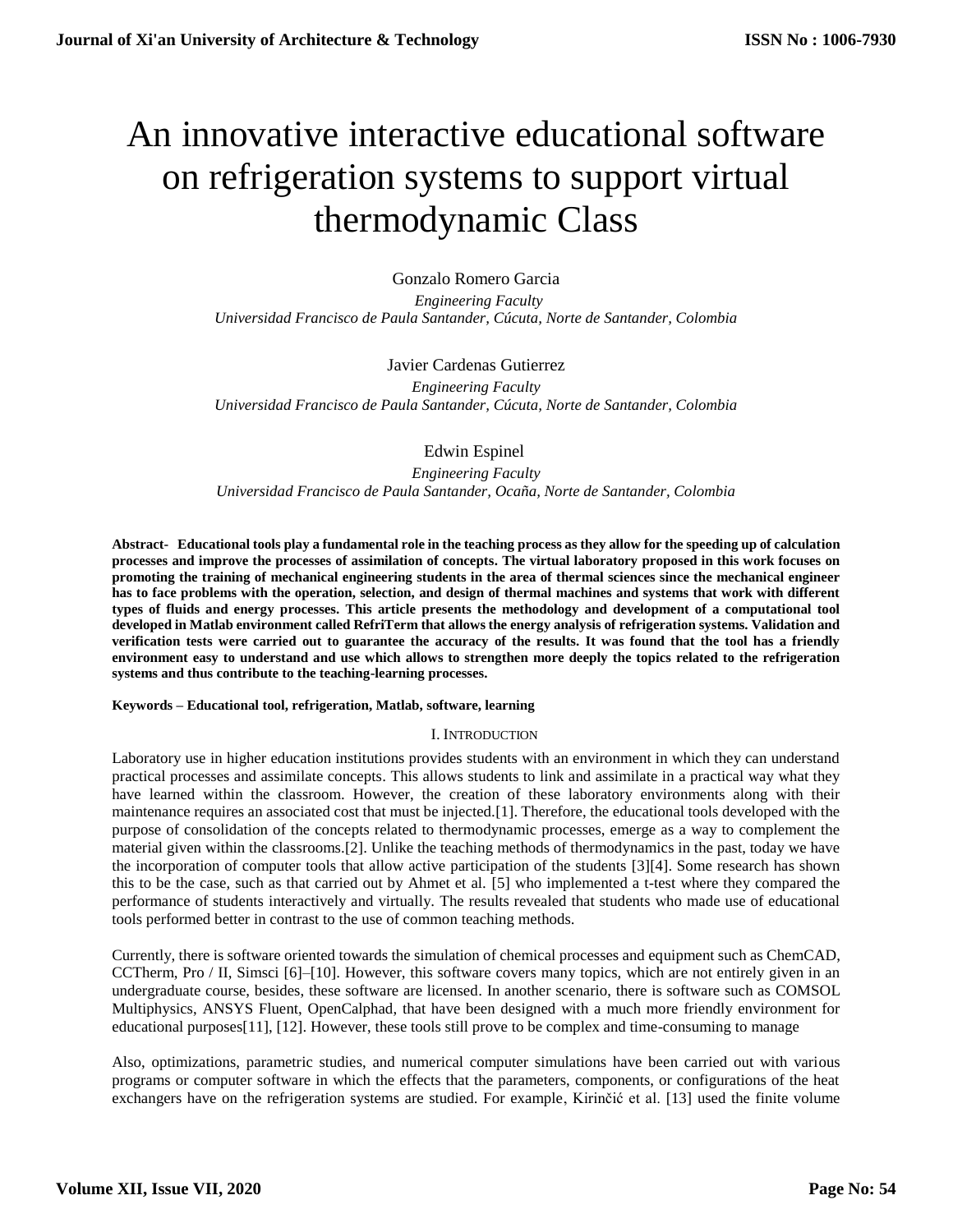# An innovative interactive educational software on refrigeration systems to support virtual thermodynamic Class

Gonzalo Romero Garcia

*Engineering Faculty*
*Universidad Francisco de Paula Santander, Cúcuta, Norte de Santander, Colombia*

Javier Cardenas Gutierrez

*Engineering Faculty*
*Universidad Francisco de Paula Santander, Cúcuta, Norte de Santander, Colombia*

Edwin Espinel

*Engineering Faculty*
*Universidad Francisco de Paula Santander, Ocaña, Norte de Santander, Colombia*

**Abstract- Educational tools play a fundamental role in the teaching process as they allow for the speeding up of calculation processes and improve the processes of assimilation of concepts. The virtual laboratory proposed in this work focuses on promoting the training of mechanical engineering students in the area of thermal sciences since the mechanical engineer has to face problems with the operation, selection, and design of thermal machines and systems that work with different types of fluids and energy processes. This article presents the methodology and development of a computational tool developed in Matlab environment called RefriTerm that allows the energy analysis of refrigeration systems. Validation and verification tests were carried out to guarantee the accuracy of the results. It was found that the tool has a friendly environment easy to understand and use which allows to strengthen more deeply the topics related to the refrigeration systems and thus contribute to the teaching-learning processes.**

**Keywords – Educational tool, refrigeration, Matlab, software, learning**

## I. Introduction

Laboratory use in higher education institutions provides students with an environment in which they can understand practical processes and assimilate concepts. This allows students to link and assimilate in a practical way what they have learned within the classroom. However, the creation of these laboratory environments along with their maintenance requires an associated cost that must be injected.[1]. Therefore, the educational tools developed with the purpose of consolidation of the concepts related to thermodynamic processes, emerge as a way to complement the material given within the classrooms.[2]. Unlike the teaching methods of thermodynamics in the past, today we have the incorporation of computer tools that allow active participation of the students [3][4]. Some research has shown this to be the case, such as that carried out by Ahmet et al. [5] who implemented a t-test where they compared the performance of students interactively and virtually. The results revealed that students who made use of educational tools performed better in contrast to the use of common teaching methods.

Currently, there is software oriented towards the simulation of chemical processes and equipment such as ChemCAD, CCTherm, Pro / II, Simsci [6]–[10]. However, this software covers many topics, which are not entirely given in an undergraduate course, besides, these software are licensed. In another scenario, there is software such as COMSOL Multiphysics, ANSYS Fluent, OpenCalphad, that have been designed with a much more friendly environment for educational purposes[11], [12]. However, these tools still prove to be complex and time-consuming to manage

Also, optimizations, parametric studies, and numerical computer simulations have been carried out with various programs or computer software in which the effects that the parameters, components, or configurations of the heat exchangers have on the refrigeration systems are studied. For example, Kirinčić et al. [13] used the finite volume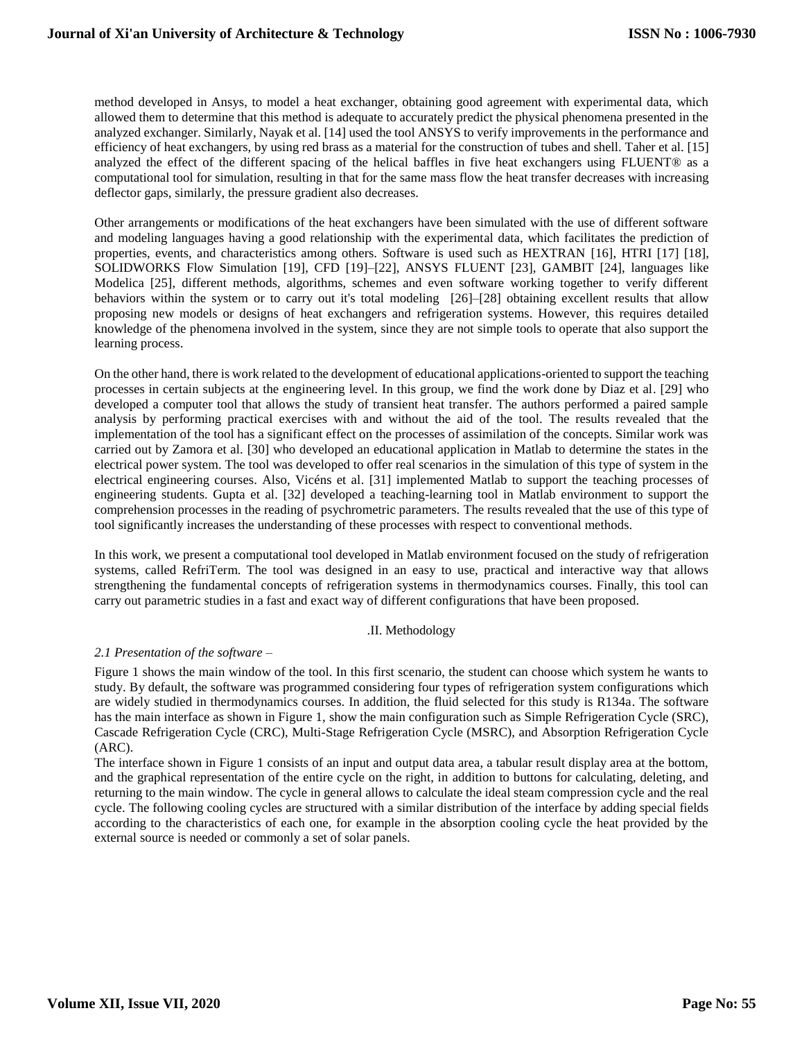method developed in Ansys, to model a heat exchanger, obtaining good agreement with experimental data, which allowed them to determine that this method is adequate to accurately predict the physical phenomena presented in the analyzed exchanger. Similarly, Nayak et al. [14] used the tool ANSYS to verify improvements in the performance and efficiency of heat exchangers, by using red brass as a material for the construction of tubes and shell. Taher et al. [15] analyzed the effect of the different spacing of the helical baffles in five heat exchangers using FLUENT® as a computational tool for simulation, resulting in that for the same mass flow the heat transfer decreases with increasing deflector gaps, similarly, the pressure gradient also decreases.

Other arrangements or modifications of the heat exchangers have been simulated with the use of different software and modeling languages having a good relationship with the experimental data, which facilitates the prediction of properties, events, and characteristics among others. Software is used such as HEXTRAN [16], HTRI [17] [18], SOLIDWORKS Flow Simulation [19], CFD [19]–[22], ANSYS FLUENT [23], GAMBIT [24], languages like Modelica [25], different methods, algorithms, schemes and even software working together to verify different behaviors within the system or to carry out it's total modeling [26]–[28] obtaining excellent results that allow proposing new models or designs of heat exchangers and refrigeration systems. However, this requires detailed knowledge of the phenomena involved in the system, since they are not simple tools to operate that also support the learning process.

On the other hand, there is work related to the development of educational applications-oriented to support the teaching processes in certain subjects at the engineering level. In this group, we find the work done by Diaz et al. [29] who developed a computer tool that allows the study of transient heat transfer. The authors performed a paired sample analysis by performing practical exercises with and without the aid of the tool. The results revealed that the implementation of the tool has a significant effect on the processes of assimilation of the concepts. Similar work was carried out by Zamora et al. [30] who developed an educational application in Matlab to determine the states in the electrical power system. The tool was developed to offer real scenarios in the simulation of this type of system in the electrical engineering courses. Also, Vicéns et al. [31] implemented Matlab to support the teaching processes of engineering students. Gupta et al. [32] developed a teaching-learning tool in Matlab environment to support the comprehension processes in the reading of psychrometric parameters. The results revealed that the use of this type of tool significantly increases the understanding of these processes with respect to conventional methods.

In this work, we present a computational tool developed in Matlab environment focused on the study of refrigeration systems, called RefriTerm. The tool was designed in an easy to use, practical and interactive way that allows strengthening the fundamental concepts of refrigeration systems in thermodynamics courses. Finally, this tool can carry out parametric studies in a fast and exact way of different configurations that have been proposed.

## .II. Methodology

### *2.1 Presentation of the software –*

Figure 1 shows the main window of the tool. In this first scenario, the student can choose which system he wants to study. By default, the software was programmed considering four types of refrigeration system configurations which are widely studied in thermodynamics courses. In addition, the fluid selected for this study is R134a. The software has the main interface as shown in Figure 1, show the main configuration such as Simple Refrigeration Cycle (SRC), Cascade Refrigeration Cycle (CRC), Multi-Stage Refrigeration Cycle (MSRC), and Absorption Refrigeration Cycle (ARC).

The interface shown in Figure 1 consists of an input and output data area, a tabular result display area at the bottom, and the graphical representation of the entire cycle on the right, in addition to buttons for calculating, deleting, and returning to the main window. The cycle in general allows to calculate the ideal steam compression cycle and the real cycle. The following cooling cycles are structured with a similar distribution of the interface by adding special fields according to the characteristics of each one, for example in the absorption cooling cycle the heat provided by the external source is needed or commonly a set of solar panels.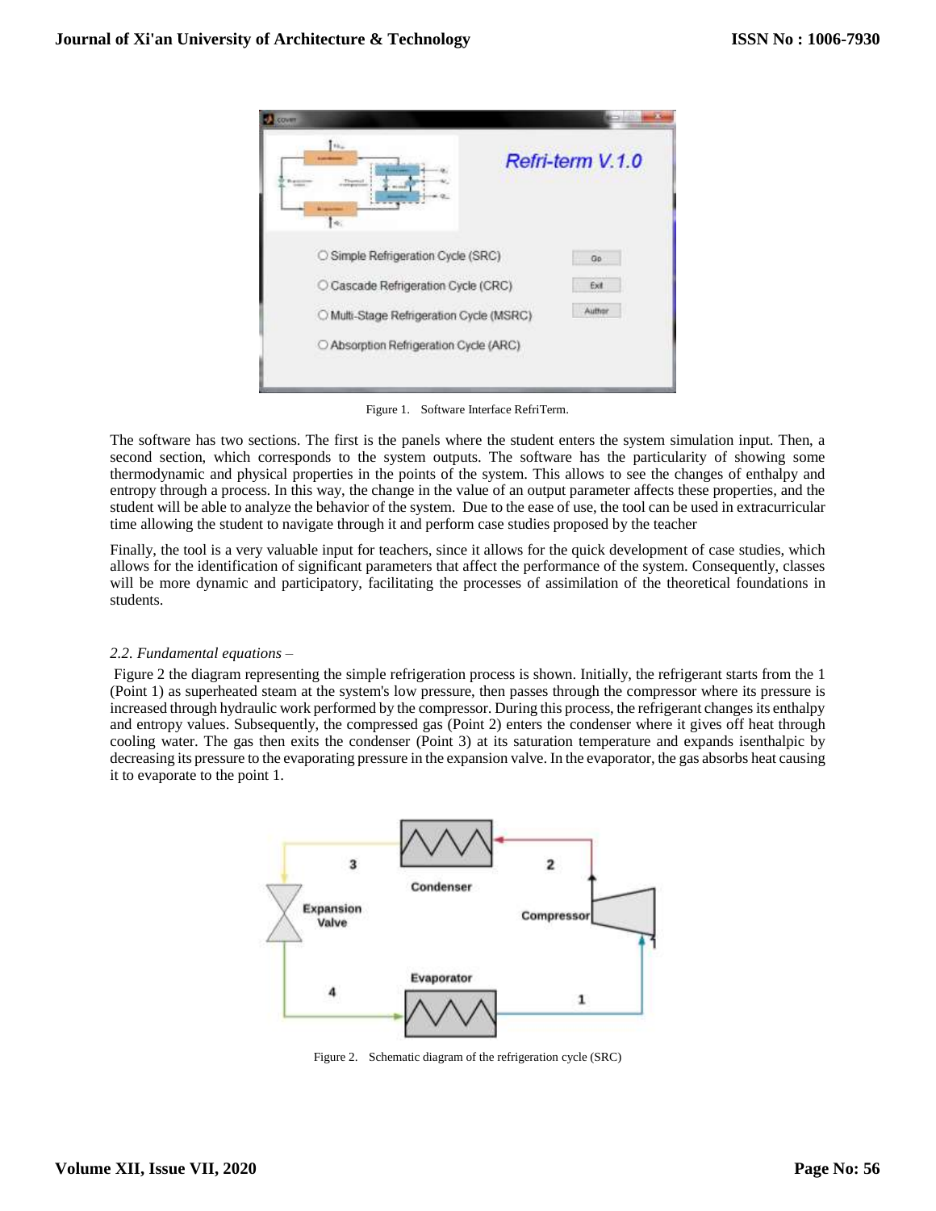Figure 1. Software Interface RefriTerm.

The software has two sections. The first is the panels where the student enters the system simulation input. Then, a second section, which corresponds to the system outputs. The software has the particularity of showing some thermodynamic and physical properties in the points of the system. This allows to see the changes of enthalpy and entropy through a process. In this way, the change in the value of an output parameter affects these properties, and the student will be able to analyze the behavior of the system. Due to the ease of use, the tool can be used in extracurricular time allowing the student to navigate through it and perform case studies proposed by the teacher

Finally, the tool is a very valuable input for teachers, since it allows for the quick development of case studies, which allows for the identification of significant parameters that affect the performance of the system. Consequently, classes will be more dynamic and participatory, facilitating the processes of assimilation of the theoretical foundations in students.

### *2.2. Fundamental equations –*

Figure 2 the diagram representing the simple refrigeration process is shown. Initially, the refrigerant starts from the 1 (Point 1) as superheated steam at the system's low pressure, then passes through the compressor where its pressure is increased through hydraulic work performed by the compressor. During this process, the refrigerant changes its enthalpy and entropy values. Subsequently, the compressed gas (Point 2) enters the condenser where it gives off heat through cooling water. The gas then exits the condenser (Point 3) at its saturation temperature and expands isenthalpic by decreasing its pressure to the evaporating pressure in the expansion valve. In the evaporator, the gas absorbs heat causing it to evaporate to the point 1.

Figure 2. Schematic diagram of the refrigeration cycle (SRC)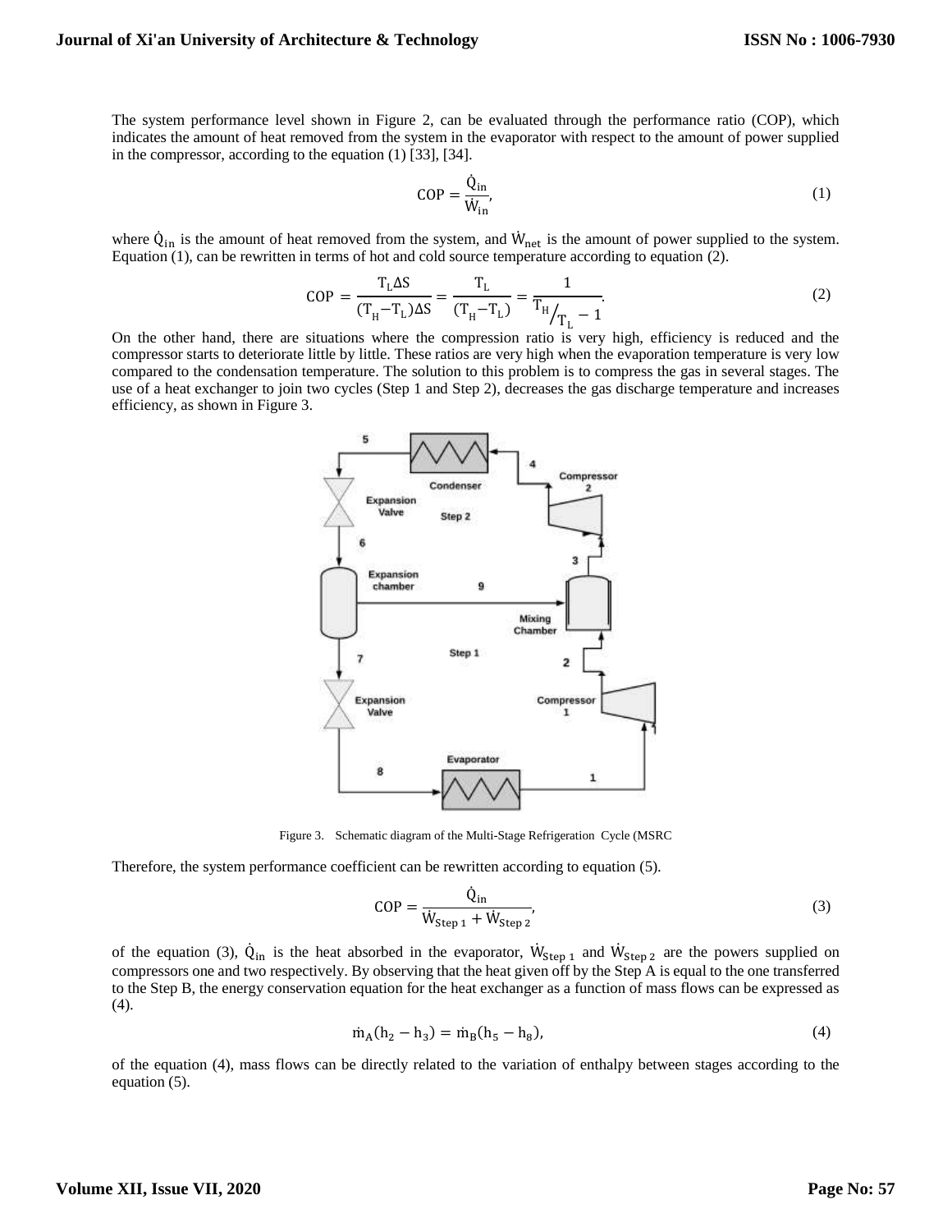The system performance level shown in Figure 2, can be evaluated through the performance ratio (COP), which indicates the amount of heat removed from the system in the evaporator with respect to the amount of power supplied in the compressor, according to the equation (1) [33], [34].

$$\mathrm{COP} = \frac{\dot{Q}_{in}}{\dot{W}_{in}}, \tag{1}$$

where $\dot{Q}_{in}$ is the amount of heat removed from the system, and $\dot{W}_{net}$ is the amount of power supplied to the system. Equation (1), can be rewritten in terms of hot and cold source temperature according to equation (2).

$$\mathrm{COP} = \frac{T_L \Delta S}{(T_H - T_L)\Delta S} = \frac{T_L}{(T_H - T_L)} = \frac{1}{T_H/_{T_L} - 1}. \tag{2}$$

On the other hand, there are situations where the compression ratio is very high, efficiency is reduced and the compressor starts to deteriorate little by little. These ratios are very high when the evaporation temperature is very low compared to the condensation temperature. The solution to this problem is to compress the gas in several stages. The use of a heat exchanger to join two cycles (Step 1 and Step 2), decreases the gas discharge temperature and increases efficiency, as shown in Figure 3.

Figure 3. Schematic diagram of the Multi-Stage Refrigeration Cycle (MSRC

Therefore, the system performance coefficient can be rewritten according to equation (5).

$$\mathrm{COP} = \frac{\dot{Q}_{in}}{\dot{W}_{Step\,1} + \dot{W}_{Step\,2}}, \tag{3}$$

of the equation (3), $\dot{Q}_{in}$ is the heat absorbed in the evaporator, $\dot{W}_{Step\,1}$ and $\dot{W}_{Step\,2}$ are the powers supplied on compressors one and two respectively. By observing that the heat given off by the Step A is equal to the one transferred to the Step B, the energy conservation equation for the heat exchanger as a function of mass flows can be expressed as (4).

$$\dot{m}_A(h_2 - h_3) = \dot{m}_B(h_5 - h_8), \tag{4}$$

of the equation (4), mass flows can be directly related to the variation of enthalpy between stages according to the equation (5).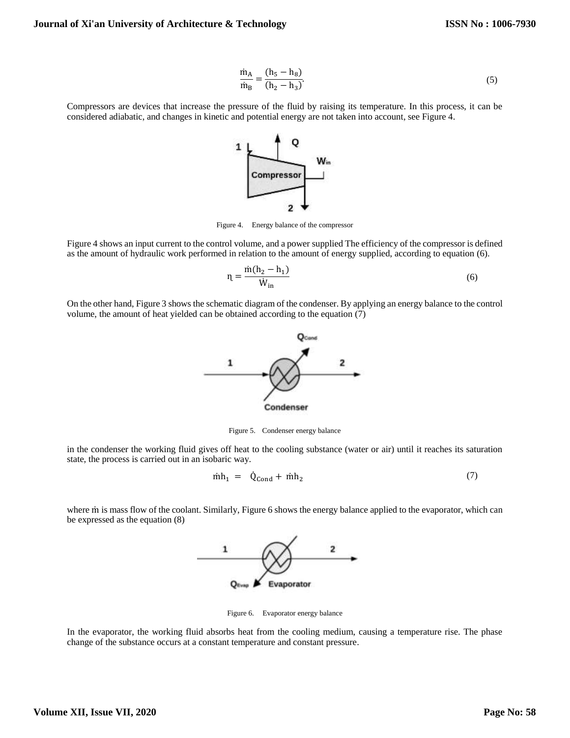$$\frac{\dot{m}_A}{\dot{m}_B} = \frac{(h_5 - h_8)}{(h_2 - h_3)}. \tag{5}$$

Compressors are devices that increase the pressure of the fluid by raising its temperature. In this process, it can be considered adiabatic, and changes in kinetic and potential energy are not taken into account, see Figure 4.

Figure 4. Energy balance of the compressor

Figure 4 shows an input current to the control volume, and a power supplied The efficiency of the compressor is defined as the amount of hydraulic work performed in relation to the amount of energy supplied, according to equation (6).

$$\eta = \frac{\dot{m}(h_2 - h_1)}{\dot{W}_{in}} \tag{6}$$

On the other hand, Figure 3 shows the schematic diagram of the condenser. By applying an energy balance to the control volume, the amount of heat yielded can be obtained according to the equation (7)

Figure 5. Condenser energy balance

in the condenser the working fluid gives off heat to the cooling substance (water or air) until it reaches its saturation state, the process is carried out in an isobaric way.

$$\dot{m}h_1 = \dot{Q}_{Cond} + \dot{m}h_2 \tag{7}$$

where ṁ is mass flow of the coolant. Similarly, Figure 6 shows the energy balance applied to the evaporator, which can be expressed as the equation (8)

Figure 6. Evaporator energy balance

In the evaporator, the working fluid absorbs heat from the cooling medium, causing a temperature rise. The phase change of the substance occurs at a constant temperature and constant pressure.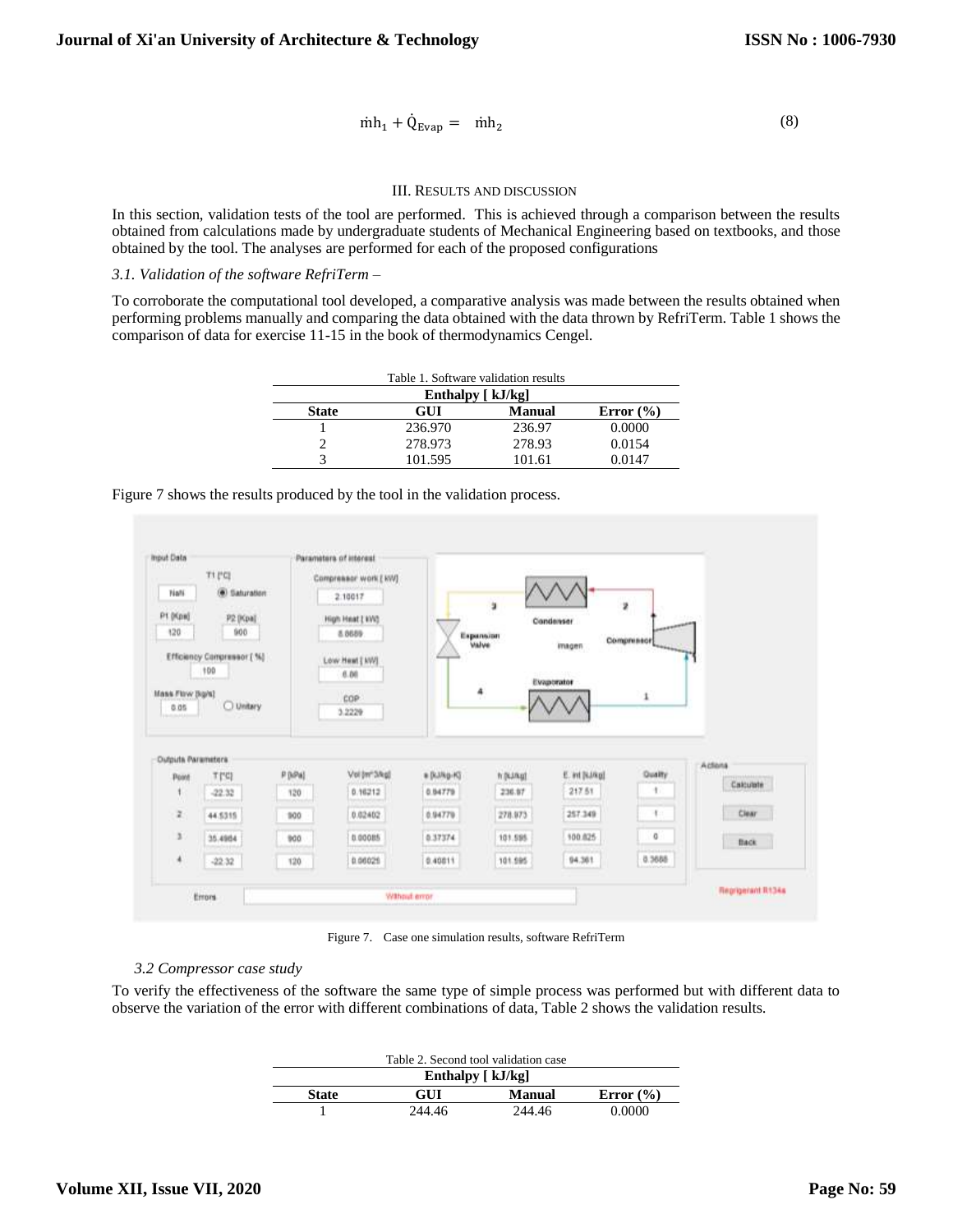$$\dot{m}h_1 + \dot{Q}_{Evap} = \dot{m}h_2 \quad (8)$$

## III. Results and Discussion

In this section, validation tests of the tool are performed. This is achieved through a comparison between the results obtained from calculations made by undergraduate students of Mechanical Engineering based on textbooks, and those obtained by the tool. The analyses are performed for each of the proposed configurations

### *3.1. Validation of the software RefriTerm –*

To corroborate the computational tool developed, a comparative analysis was made between the results obtained when performing problems manually and comparing the data obtained with the data thrown by RefriTerm. Table 1 shows the comparison of data for exercise 11-15 in the book of thermodynamics Cengel.

Table 1. Software validation results

| | Enthalpy [ kJ/kg] | | |
|---|---|---|---|
| **State** | **GUI** | **Manual** | **Error (%)** |
| 1 | 236.970 | 236.97 | 0.0000 |
| 2 | 278.973 | 278.93 | 0.0154 |
| 3 | 101.595 | 101.61 | 0.0147 |

Figure 7 shows the results produced by the tool in the validation process.

Figure 7. Case one simulation results, software RefriTerm

### *3.2 Compressor case study*

To verify the effectiveness of the software the same type of simple process was performed but with different data to observe the variation of the error with different combinations of data, Table 2 shows the validation results.

Table 2. Second tool validation case

| | Enthalpy [ kJ/kg] | | |
|---|---|---|---|
| **State** | **GUI** | **Manual** | **Error (%)** |
| 1 | 244.46 | 244.46 | 0.0000 |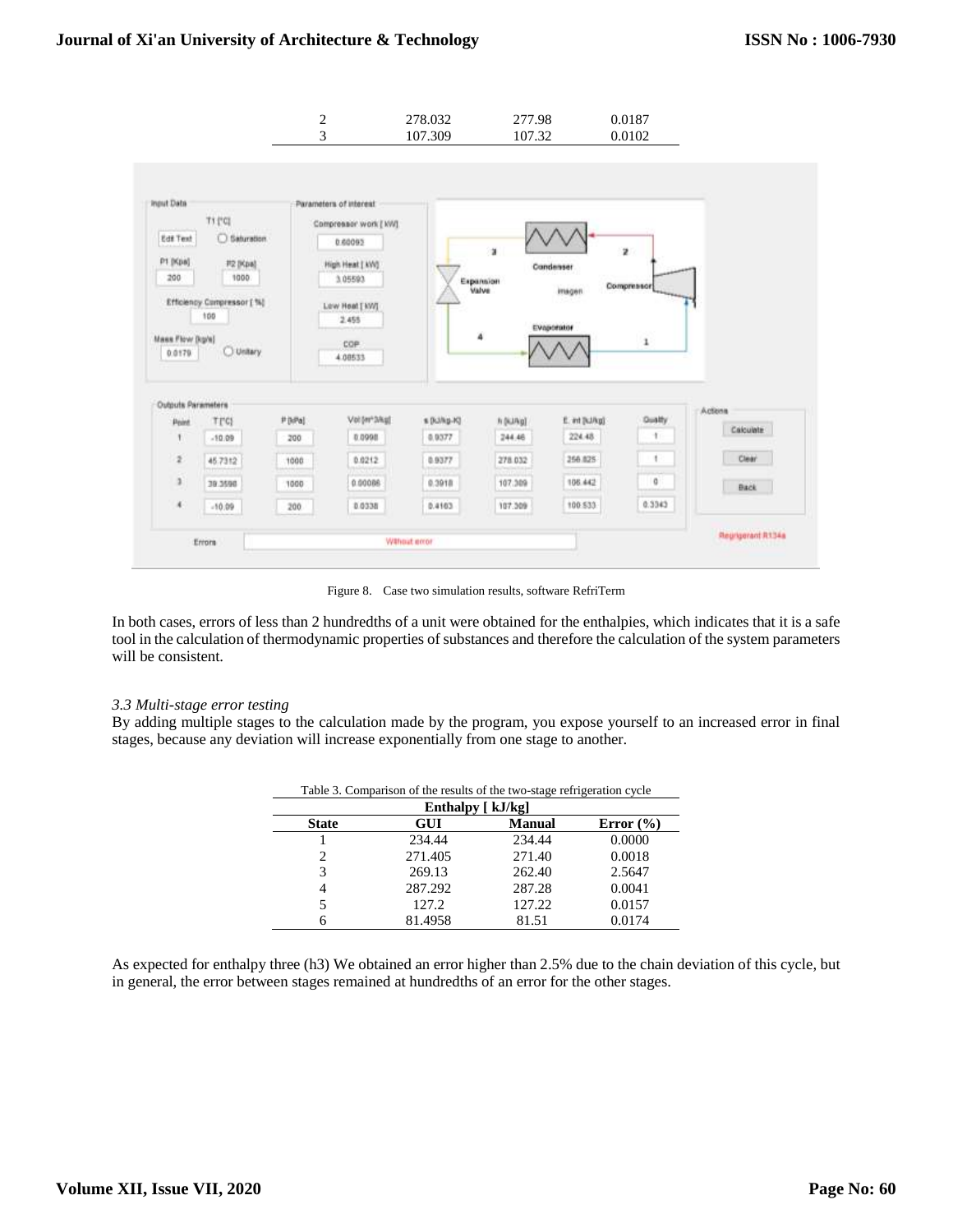| 2 | 278.032 | 277.98 | 0.0187 |
|---|---|---|---|
| 3 | 107.309 | 107.32 | 0.0102 |

Figure 8. Case two simulation results, software RefriTerm

In both cases, errors of less than 2 hundredths of a unit were obtained for the enthalpies, which indicates that it is a safe tool in the calculation of thermodynamic properties of substances and therefore the calculation of the system parameters will be consistent.

### *3.3 Multi-stage error testing*

By adding multiple stages to the calculation made by the program, you expose yourself to an increased error in final stages, because any deviation will increase exponentially from one stage to another.

Table 3. Comparison of the results of the two-stage refrigeration cycle

| Enthalpy [ kJ/kg] | | | |
|---|---|---|---|
| **State** | **GUI** | **Manual** | **Error (%)** |
| 1 | 234.44 | 234.44 | 0.0000 |
| 2 | 271.405 | 271.40 | 0.0018 |
| 3 | 269.13 | 262.40 | 2.5647 |
| 4 | 287.292 | 287.28 | 0.0041 |
| 5 | 127.2 | 127.22 | 0.0157 |
| 6 | 81.4958 | 81.51 | 0.0174 |

As expected for enthalpy three (h3) We obtained an error higher than 2.5% due to the chain deviation of this cycle, but in general, the error between stages remained at hundredths of an error for the other stages.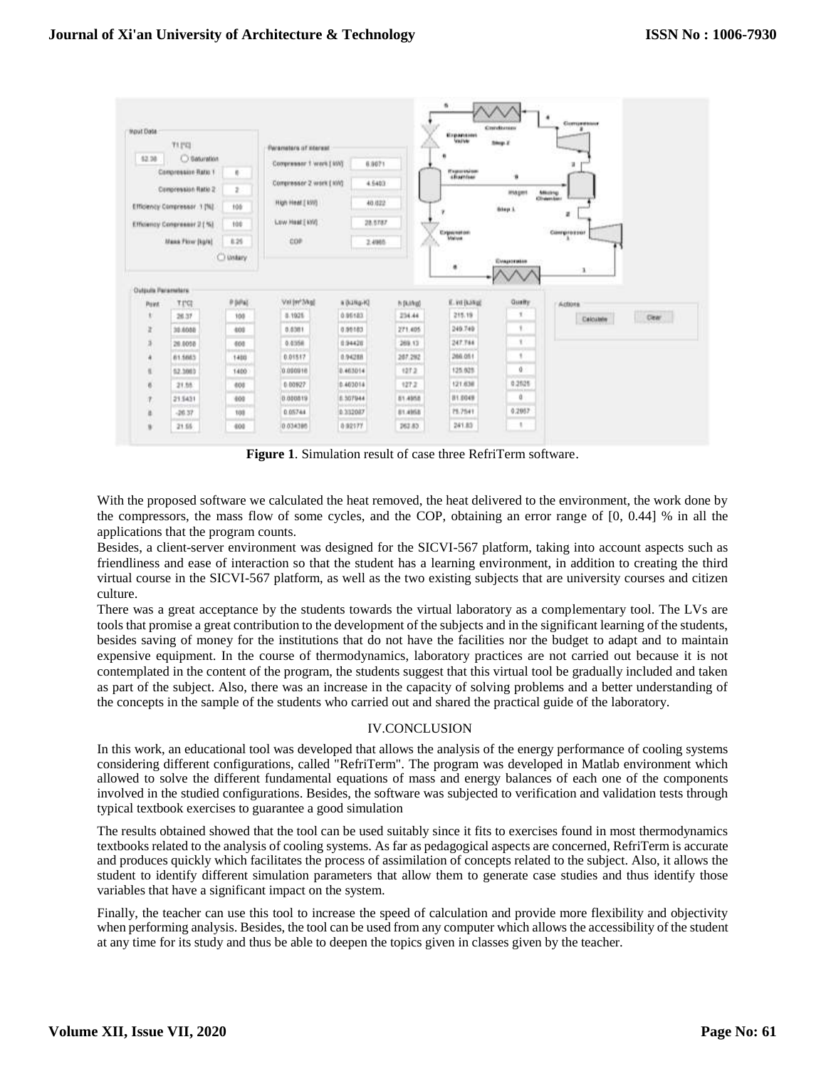**Figure 1**. Simulation result of case three RefriTerm software.

With the proposed software we calculated the heat removed, the heat delivered to the environment, the work done by the compressors, the mass flow of some cycles, and the COP, obtaining an error range of [0, 0.44] % in all the applications that the program counts.

Besides, a client-server environment was designed for the SICVI-567 platform, taking into account aspects such as friendliness and ease of interaction so that the student has a learning environment, in addition to creating the third virtual course in the SICVI-567 platform, as well as the two existing subjects that are university courses and citizen culture.

There was a great acceptance by the students towards the virtual laboratory as a complementary tool. The LVs are tools that promise a great contribution to the development of the subjects and in the significant learning of the students, besides saving of money for the institutions that do not have the facilities nor the budget to adapt and to maintain expensive equipment. In the course of thermodynamics, laboratory practices are not carried out because it is not contemplated in the content of the program, the students suggest that this virtual tool be gradually included and taken as part of the subject. Also, there was an increase in the capacity of solving problems and a better understanding of the concepts in the sample of the students who carried out and shared the practical guide of the laboratory.

## IV.CONCLUSION

In this work, an educational tool was developed that allows the analysis of the energy performance of cooling systems considering different configurations, called "RefriTerm". The program was developed in Matlab environment which allowed to solve the different fundamental equations of mass and energy balances of each one of the components involved in the studied configurations. Besides, the software was subjected to verification and validation tests through typical textbook exercises to guarantee a good simulation

The results obtained showed that the tool can be used suitably since it fits to exercises found in most thermodynamics textbooks related to the analysis of cooling systems. As far as pedagogical aspects are concerned, RefriTerm is accurate and produces quickly which facilitates the process of assimilation of concepts related to the subject. Also, it allows the student to identify different simulation parameters that allow them to generate case studies and thus identify those variables that have a significant impact on the system.

Finally, the teacher can use this tool to increase the speed of calculation and provide more flexibility and objectivity when performing analysis. Besides, the tool can be used from any computer which allows the accessibility of the student at any time for its study and thus be able to deepen the topics given in classes given by the teacher.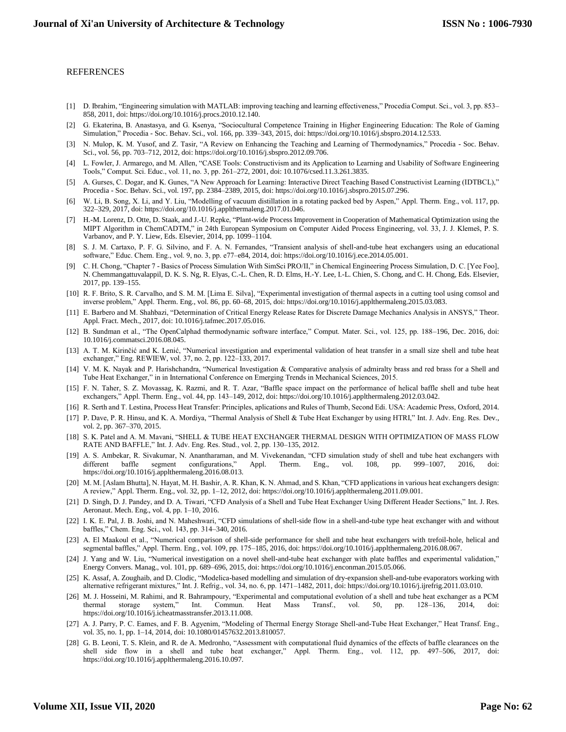REFERENCES

[1] D. Ibrahim, "Engineering simulation with MATLAB: improving teaching and learning effectiveness," Procedia Comput. Sci., vol. 3, pp. 853–858, 2011, doi: https://doi.org/10.1016/j.procs.2010.12.140.

[2] G. Ekaterina, B. Anastasya, and G. Ksenya, "Sociocultural Competence Training in Higher Engineering Education: The Role of Gaming Simulation," Procedia - Soc. Behav. Sci., vol. 166, pp. 339–343, 2015, doi: https://doi.org/10.1016/j.sbspro.2014.12.533.

[3] N. Mulop, K. M. Yusof, and Z. Tasir, "A Review on Enhancing the Teaching and Learning of Thermodynamics," Procedia - Soc. Behav. Sci., vol. 56, pp. 703–712, 2012, doi: https://doi.org/10.1016/j.sbspro.2012.09.706.

[4] L. Fowler, J. Armarego, and M. Allen, "CASE Tools: Constructivism and its Application to Learning and Usability of Software Engineering Tools," Comput. Sci. Educ., vol. 11, no. 3, pp. 261–272, 2001, doi: 10.1076/csed.11.3.261.3835.

[5] A. Gurses, C. Dogar, and K. Gunes, "A New Approach for Learning: Interactive Direct Teaching Based Constructivist Learning (IDTBCL)," Procedia - Soc. Behav. Sci., vol. 197, pp. 2384–2389, 2015, doi: https://doi.org/10.1016/j.sbspro.2015.07.296.

[6] W. Li, B. Song, X. Li, and Y. Liu, "Modelling of vacuum distillation in a rotating packed bed by Aspen," Appl. Therm. Eng., vol. 117, pp. 322–329, 2017, doi: https://doi.org/10.1016/j.applthermaleng.2017.01.046.

[7] H.-M. Lorenz, D. Otte, D. Staak, and J.-U. Repke, "Plant-wide Process Improvement in Cooperation of Mathematical Optimization using the MIPT Algorithm in ChemCADTM," in 24th European Symposium on Computer Aided Process Engineering, vol. 33, J. J. Klemeš, P. S. Varbanov, and P. Y. Liew, Eds. Elsevier, 2014, pp. 1099–1104.

[8] S. J. M. Cartaxo, P. F. G. Silvino, and F. A. N. Fernandes, "Transient analysis of shell-and-tube heat exchangers using an educational software," Educ. Chem. Eng., vol. 9, no. 3, pp. e77–e84, 2014, doi: https://doi.org/10.1016/j.ece.2014.05.001.

[9] C. H. Chong, "Chapter 7 - Basics of Process Simulation With SimSci PRO/II," in Chemical Engineering Process Simulation, D. C. [Yee Foo], N. Chemmangattuvalappil, D. K. S. Ng, R. Elyas, C.-L. Chen, R. D. Elms, H.-Y. Lee, I.-L. Chien, S. Chong, and C. H. Chong, Eds. Elsevier, 2017, pp. 139–155.

[10] R. F. Brito, S. R. Carvalho, and S. M. M. [Lima E Silva], "Experimental investigation of thermal aspects in a cutting tool using comsol and inverse problem," Appl. Therm. Eng., vol. 86, pp. 60–68, 2015, doi: https://doi.org/10.1016/j.applthermaleng.2015.03.083.

[11] E. Barbero and M. Shahbazi, "Determination of Critical Energy Release Rates for Discrete Damage Mechanics Analysis in ANSYS," Theor. Appl. Fract. Mech., 2017, doi: 10.1016/j.tafmec.2017.05.016.

[12] B. Sundman et al., "The OpenCalphad thermodynamic software interface," Comput. Mater. Sci., vol. 125, pp. 188–196, Dec. 2016, doi: 10.1016/j.commatsci.2016.08.045.

[13] A. T. M. Kirinčić and K. Lenić, "Numerical investigation and experimental validation of heat transfer in a small size shell and tube heat exchanger," Eng. REWIEW, vol. 37, no. 2, pp. 122–133, 2017.

[14] V. M. K. Nayak and P. Harishchandra, "Numerical Investigation & Comparative analysis of admiralty brass and red brass for a Shell and Tube Heat Exchanger," in in International Conference on Emerging Trends in Mechanical Sciences, 2015.

[15] F. N. Taher, S. Z. Movassag, K. Razmi, and R. T. Azar, "Baffle space impact on the performance of helical baffle shell and tube heat exchangers," Appl. Therm. Eng., vol. 44, pp. 143–149, 2012, doi: https://doi.org/10.1016/j.applthermaleng.2012.03.042.

[16] R. Serth and T. Lestina, Process Heat Transfer: Principles, aplications and Rules of Thumb, Second Edi. USA: Academic Press, Oxford, 2014.

[17] P. Dave, P. R. Hinsu, and K. A. Mordiya, "Thermal Analysis of Shell & Tube Heat Exchanger by using HTRI," Int. J. Adv. Eng. Res. Dev., vol. 2, pp. 367–370, 2015.

[18] S. K. Patel and A. M. Mavani, "SHELL & TUBE HEAT EXCHANGER THERMAL DESIGN WITH OPTIMIZATION OF MASS FLOW RATE AND BAFFLE," Int. J. Adv. Eng. Res. Stud., vol. 2, pp. 130–135, 2012.

[19] A. S. Ambekar, R. Sivakumar, N. Anantharaman, and M. Vivekenandan, "CFD simulation study of shell and tube heat exchangers with different baffle segment configurations," Appl. Therm. Eng., vol. 108, pp. 999–1007, 2016, doi: https://doi.org/10.1016/j.applthermaleng.2016.08.013.

[20] M. M. [Aslam Bhutta], N. Hayat, M. H. Bashir, A. R. Khan, K. N. Ahmad, and S. Khan, "CFD applications in various heat exchangers design: A review," Appl. Therm. Eng., vol. 32, pp. 1–12, 2012, doi: https://doi.org/10.1016/j.applthermaleng.2011.09.001.

[21] D. Singh, D. J. Pandey, and D. A. Tiwari, "CFD Analysis of a Shell and Tube Heat Exchanger Using Different Header Sections," Int. J. Res. Aeronaut. Mech. Eng., vol. 4, pp. 1–10, 2016.

[22] I. K. E. Pal, J. B. Joshi, and N. Maheshwari, "CFD simulations of shell-side flow in a shell-and-tube type heat exchanger with and without baffles," Chem. Eng. Sci., vol. 143, pp. 314–340, 2016.

[23] A. El Maakoul et al., "Numerical comparison of shell-side performance for shell and tube heat exchangers with trefoil-hole, helical and segmental baffles," Appl. Therm. Eng., vol. 109, pp. 175–185, 2016, doi: https://doi.org/10.1016/j.applthermaleng.2016.08.067.

[24] J. Yang and W. Liu, "Numerical investigation on a novel shell-and-tube heat exchanger with plate baffles and experimental validation," Energy Convers. Manag., vol. 101, pp. 689–696, 2015, doi: https://doi.org/10.1016/j.enconman.2015.05.066.

[25] K. Assaf, A. Zoughaib, and D. Clodic, "Modelica-based modelling and simulation of dry-expansion shell-and-tube evaporators working with alternative refrigerant mixtures," Int. J. Refrig., vol. 34, no. 6, pp. 1471–1482, 2011, doi: https://doi.org/10.1016/j.ijrefrig.2011.03.010.

[26] M. J. Hosseini, M. Rahimi, and R. Bahrampoury, "Experimental and computational evolution of a shell and tube heat exchanger as a PCM thermal storage system," Int. Commun. Heat Mass Transf., vol. 50, pp. 128–136, 2014, doi: https://doi.org/10.1016/j.icheatmasstransfer.2013.11.008.

[27] A. J. Parry, P. C. Eames, and F. B. Agyenim, "Modeling of Thermal Energy Storage Shell-and-Tube Heat Exchanger," Heat Transf. Eng., vol. 35, no. 1, pp. 1–14, 2014, doi: 10.1080/01457632.2013.810057.

[28] G. B. Leoni, T. S. Klein, and R. de A. Medronho, "Assessment with computational fluid dynamics of the effects of baffle clearances on the shell side flow in a shell and tube heat exchanger," Appl. Therm. Eng., vol. 112, pp. 497–506, 2017, doi: https://doi.org/10.1016/j.applthermaleng.2016.10.097.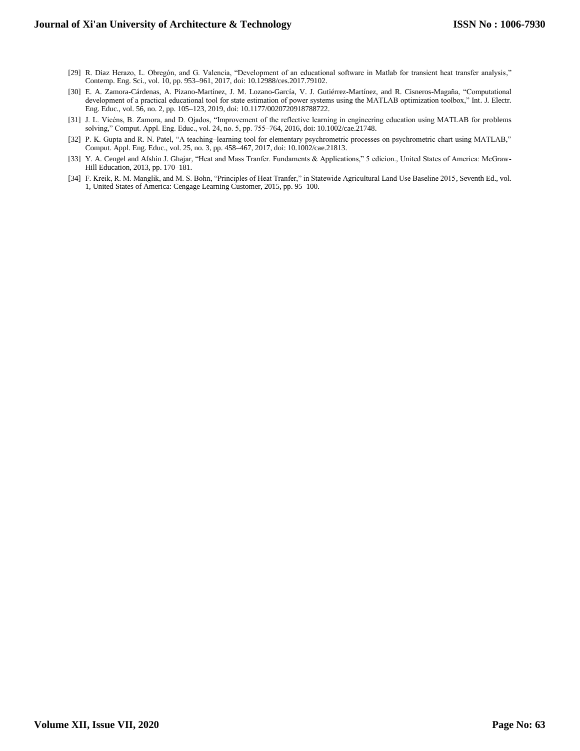[29] R. Diaz Herazo, L. Obregón, and G. Valencia, "Development of an educational software in Matlab for transient heat transfer analysis," Contemp. Eng. Sci., vol. 10, pp. 953–961, 2017, doi: 10.12988/ces.2017.79102.

[30] E. A. Zamora-Cárdenas, A. Pizano-Martínez, J. M. Lozano-García, V. J. Gutiérrez-Martínez, and R. Cisneros-Magaña, "Computational development of a practical educational tool for state estimation of power systems using the MATLAB optimization toolbox," Int. J. Electr. Eng. Educ., vol. 56, no. 2, pp. 105–123, 2019, doi: 10.1177/0020720918788722.

[31] J. L. Vicéns, B. Zamora, and D. Ojados, "Improvement of the reflective learning in engineering education using MATLAB for problems solving," Comput. Appl. Eng. Educ., vol. 24, no. 5, pp. 755–764, 2016, doi: 10.1002/cae.21748.

[32] P. K. Gupta and R. N. Patel, "A teaching–learning tool for elementary psychrometric processes on psychrometric chart using MATLAB," Comput. Appl. Eng. Educ., vol. 25, no. 3, pp. 458–467, 2017, doi: 10.1002/cae.21813.

[33] Y. A. Cengel and Afshin J. Ghajar, "Heat and Mass Tranfer. Fundaments & Applications," 5 edicion., United States of America: McGraw-Hill Education, 2013, pp. 170–181.

[34] F. Kreik, R. M. Manglik, and M. S. Bohn, "Principles of Heat Tranfer," in Statewide Agricultural Land Use Baseline 2015, Seventh Ed., vol. 1, United States of America: Cengage Learning Customer, 2015, pp. 95–100.